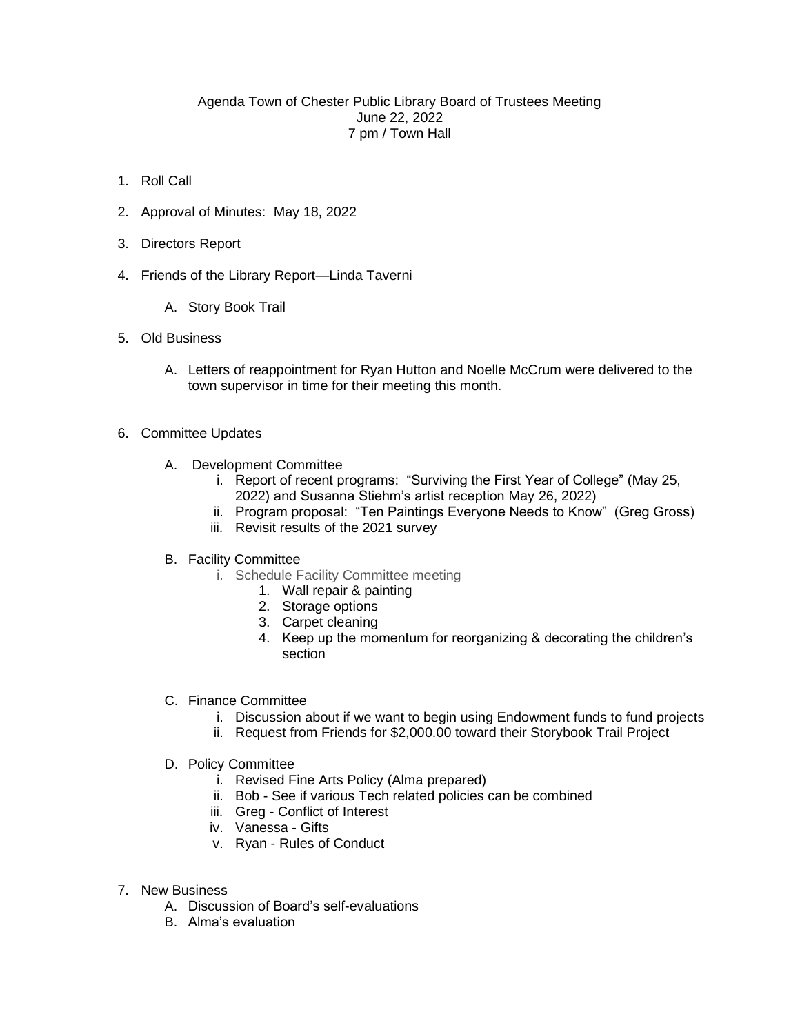# Agenda Town of Chester Public Library Board of Trustees Meeting
June 22, 2022
7 pm / Town Hall

1. Roll Call

2. Approval of Minutes: May 18, 2022

3. Directors Report

4. Friends of the Library Report—Linda Taverni

   A. Story Book Trail

5. Old Business

   A. Letters of reappointment for Ryan Hutton and Noelle McCrum were delivered to the town supervisor in time for their meeting this month.

6. Committee Updates

   A. Development Committee
      i. Report of recent programs: "Surviving the First Year of College" (May 25, 2022) and Susanna Stiehm's artist reception May 26, 2022)
      ii. Program proposal: "Ten Paintings Everyone Needs to Know" (Greg Gross)
      iii. Revisit results of the 2021 survey

   B. Facility Committee
      i. Schedule Facility Committee meeting
         1. Wall repair & painting
         2. Storage options
         3. Carpet cleaning
         4. Keep up the momentum for reorganizing & decorating the children's section

   C. Finance Committee
      i. Discussion about if we want to begin using Endowment funds to fund projects
      ii. Request from Friends for $2,000.00 toward their Storybook Trail Project

   D. Policy Committee
      i. Revised Fine Arts Policy (Alma prepared)
      ii. Bob - See if various Tech related policies can be combined
      iii. Greg - Conflict of Interest
      iv. Vanessa - Gifts
      v. Ryan - Rules of Conduct

7. New Business
   A. Discussion of Board's self-evaluations
   B. Alma's evaluation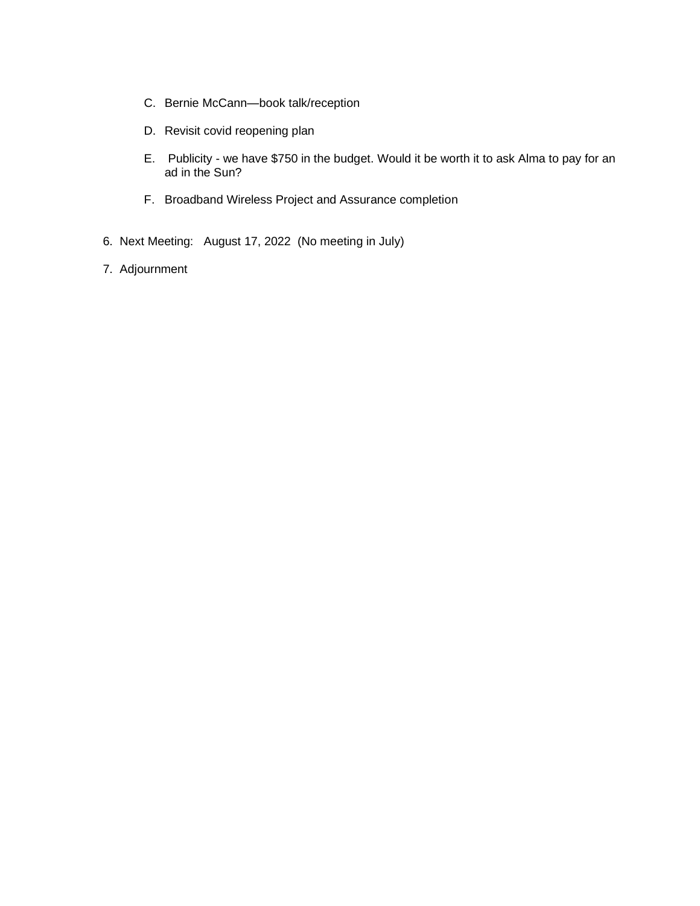C. Bernie McCann—book talk/reception

D. Revisit covid reopening plan

E. Publicity - we have $750 in the budget. Would it be worth it to ask Alma to pay for an ad in the Sun?

F. Broadband Wireless Project and Assurance completion

6. Next Meeting: August 17, 2022 (No meeting in July)

7. Adjournment